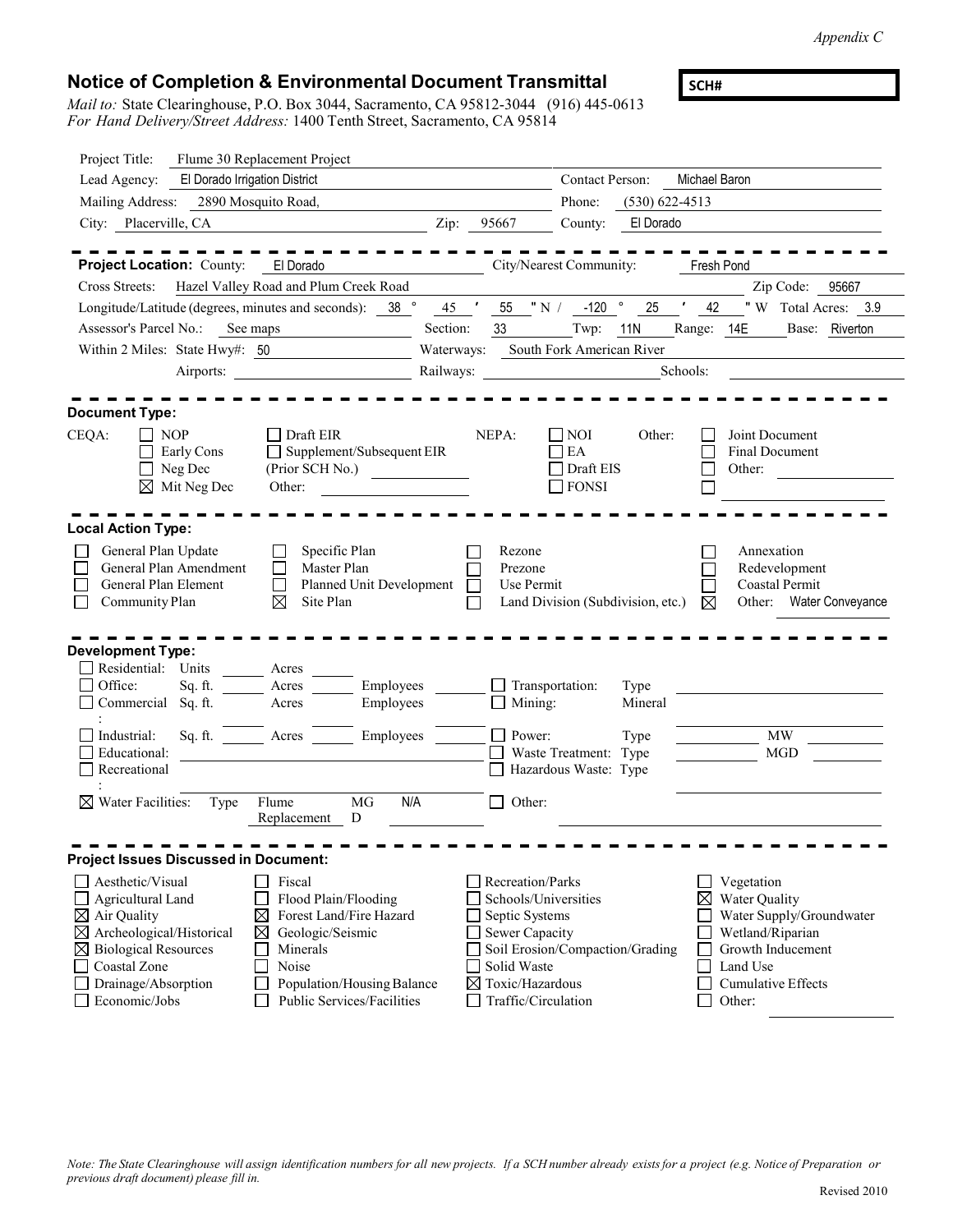*Appendix C*

## Notice of Completion & Environmental Document Transmittal

**SCH#**

*Mail to:* State Clearinghouse, P.O. Box 3044, Sacramento, CA 95812-3044 (916) 445-0613
*For Hand Delivery/Street Address:* 1400 Tenth Street, Sacramento, CA 95814

Project Title: Flume 30 Replacement Project

Lead Agency: El Dorado Irrigation District — Contact Person: Michael Baron

Mailing Address: 2890 Mosquito Road, — Phone: (530) 622-4513

City: Placerville, CA — Zip: 95667 — County: El Dorado

---

**Project Location:** County: El Dorado — City/Nearest Community: Fresh Pond

Cross Streets: Hazel Valley Road and Plum Creek Road — Zip Code: 95667

Longitude/Latitude (degrees, minutes and seconds): 38 ° 45 ′ 55 ″ N / -120 ° 25 ′ 42 ″ W Total Acres: 3.9

Assessor's Parcel No.: See maps — Section: 33 — Twp: 11N — Range: 14E — Base: Riverton

Within 2 Miles: State Hwy#: 50 — Waterways: South Fork American River

Airports: — Railways: — Schools:

---

**Document Type:**

CEQA:
- ☐ NOP
- ☐ Early Cons
- ☐ Neg Dec
- ☒ Mit Neg Dec
- ☐ Draft EIR
- ☐ Supplement/Subsequent EIR (Prior SCH No.)
- Other:

NEPA:
- ☐ NOI
- ☐ EA
- ☐ Draft EIS
- ☐ FONSI

Other:
- ☐ Joint Document
- ☐ Final Document
- ☐ Other:
- ☐

---

**Local Action Type:**

- ☐ General Plan Update
- ☐ General Plan Amendment
- ☐ General Plan Element
- ☐ Community Plan
- ☐ Specific Plan
- ☐ Master Plan
- ☐ Planned Unit Development
- ☒ Site Plan
- ☐ Rezone
- ☐ Prezone
- ☐ Use Permit
- ☐ Land Division (Subdivision, etc.)
- ☐ Annexation
- ☐ Redevelopment
- ☐ Coastal Permit
- ☒ Other: Water Conveyance

---

**Development Type:**

- ☐ Residential: Units ___ Acres ___
- ☐ Office: Sq. ft. ___ Acres ___ Employees ___
- ☐ Commercial: Sq. ft. ___ Acres ___ Employees ___
- ☐ Industrial: Sq. ft. ___ Acres ___ Employees ___
- ☐ Educational:
- ☐ Recreational:
- ☒ Water Facilities: Type Flume Replacement MGD N/A
- ☐ Transportation: Type
- ☐ Mining: Mineral
- ☐ Power: Type ___ MW
- ☐ Waste Treatment: Type ___ MGD
- ☐ Hazardous Waste: Type
- ☐ Other:

---

**Project Issues Discussed in Document:**

- ☐ Aesthetic/Visual
- ☐ Agricultural Land
- ☒ Air Quality
- ☒ Archeological/Historical
- ☒ Biological Resources
- ☐ Coastal Zone
- ☐ Drainage/Absorption
- ☐ Economic/Jobs
- ☐ Fiscal
- ☐ Flood Plain/Flooding
- ☒ Forest Land/Fire Hazard
- ☒ Geologic/Seismic
- ☐ Minerals
- ☐ Noise
- ☐ Population/Housing Balance
- ☐ Public Services/Facilities
- ☐ Recreation/Parks
- ☐ Schools/Universities
- ☐ Septic Systems
- ☐ Sewer Capacity
- ☐ Soil Erosion/Compaction/Grading
- ☐ Solid Waste
- ☒ Toxic/Hazardous
- ☐ Traffic/Circulation
- ☐ Vegetation
- ☒ Water Quality
- ☐ Water Supply/Groundwater
- ☐ Wetland/Riparian
- ☐ Growth Inducement
- ☐ Land Use
- ☐ Cumulative Effects
- ☐ Other:

*Note: The State Clearinghouse will assign identification numbers for all new projects. If a SCH number already exists for a project (e.g. Notice of Preparation or previous draft document) please fill in.*

Revised 2010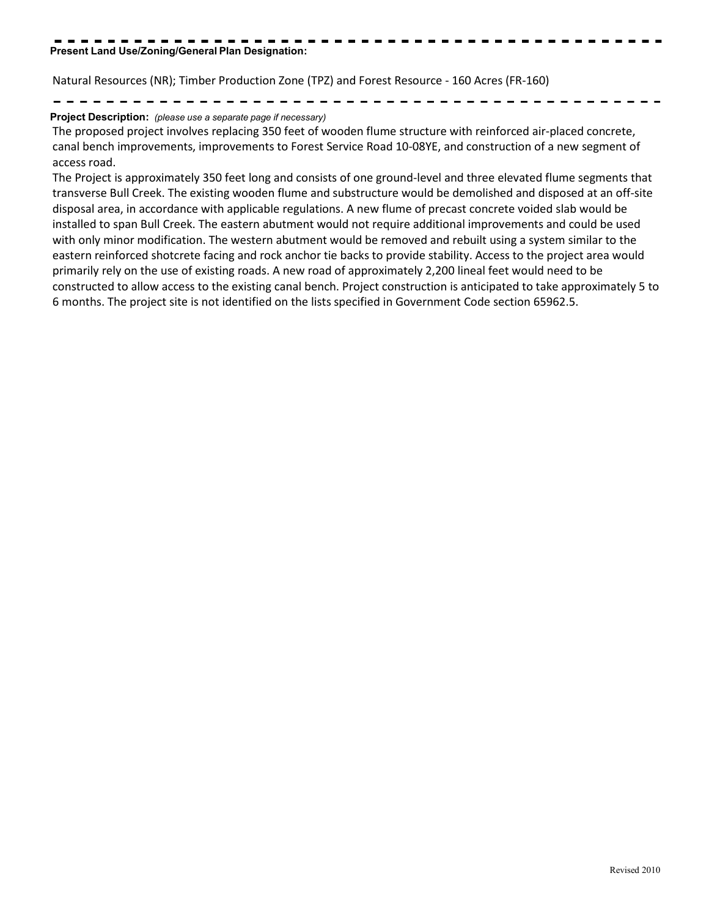**Present Land Use/Zoning/General Plan Designation:**

Natural Resources (NR); Timber Production Zone (TPZ) and Forest Resource - 160 Acres (FR-160)

**Project Description:** *(please use a separate page if necessary)*

The proposed project involves replacing 350 feet of wooden flume structure with reinforced air-placed concrete, canal bench improvements, improvements to Forest Service Road 10-08YE, and construction of a new segment of access road.

The Project is approximately 350 feet long and consists of one ground-level and three elevated flume segments that transverse Bull Creek. The existing wooden flume and substructure would be demolished and disposed at an off-site disposal area, in accordance with applicable regulations. A new flume of precast concrete voided slab would be installed to span Bull Creek. The eastern abutment would not require additional improvements and could be used with only minor modification. The western abutment would be removed and rebuilt using a system similar to the eastern reinforced shotcrete facing and rock anchor tie backs to provide stability. Access to the project area would primarily rely on the use of existing roads. A new road of approximately 2,200 lineal feet would need to be constructed to allow access to the existing canal bench. Project construction is anticipated to take approximately 5 to 6 months. The project site is not identified on the lists specified in Government Code section 65962.5.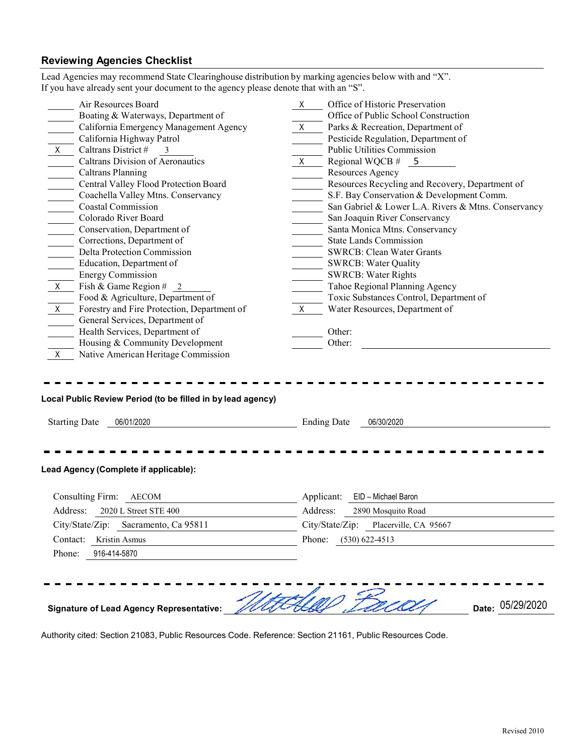## Reviewing Agencies Checklist

Lead Agencies may recommend State Clearinghouse distribution by marking agencies below with and "X".
If you have already sent your document to the agency please denote that with an "S".

| | | | |
|---|---|---|---|
| | Air Resources Board | X | Office of Historic Preservation |
| | Boating & Waterways, Department of | | Office of Public School Construction |
| | California Emergency Management Agency | X | Parks & Recreation, Department of |
| | California Highway Patrol | | Pesticide Regulation, Department of |
| X | Caltrans District # 3 | | Public Utilities Commission |
| | Caltrans Division of Aeronautics | X | Regional WQCB # 5 |
| | Caltrans Planning | | Resources Agency |
| | Central Valley Flood Protection Board | | Resources Recycling and Recovery, Department of |
| | Coachella Valley Mtns. Conservancy | | S.F. Bay Conservation & Development Comm. |
| | Coastal Commission | | San Gabriel & Lower L.A. Rivers & Mtns. Conservancy |
| | Colorado River Board | | San Joaquin River Conservancy |
| | Conservation, Department of | | Santa Monica Mtns. Conservancy |
| | Corrections, Department of | | State Lands Commission |
| | Delta Protection Commission | | SWRCB: Clean Water Grants |
| | Education, Department of | | SWRCB: Water Quality |
| | Energy Commission | | SWRCB: Water Rights |
| X | Fish & Game Region # 2 | | Tahoe Regional Planning Agency |
| | Food & Agriculture, Department of | | Toxic Substances Control, Department of |
| X | Forestry and Fire Protection, Department of | X | Water Resources, Department of |
| | General Services, Department of | | |
| | Health Services, Department of | | Other: |
| | Housing & Community Development | | Other: |
| X | Native American Heritage Commission | | |

---

**Local Public Review Period (to be filled in by lead agency)**

Starting Date 06/01/2020 Ending Date 06/30/2020

---

**Lead Agency (Complete if applicable):**

Consulting Firm: AECOM
Address: 2020 L Street STE 400
City/State/Zip: Sacramento, Ca 95811
Contact: Kristin Asmus
Phone: 916-414-5870

Applicant: EID – Michael Baron
Address: 2890 Mosquito Road
City/State/Zip: Placerville, CA 95667
Phone: (530) 622-4513

---

**Signature of Lead Agency Representative:** [signature] **Date:** 05/29/2020

Authority cited: Section 21083, Public Resources Code. Reference: Section 21161, Public Resources Code.

Revised 2010